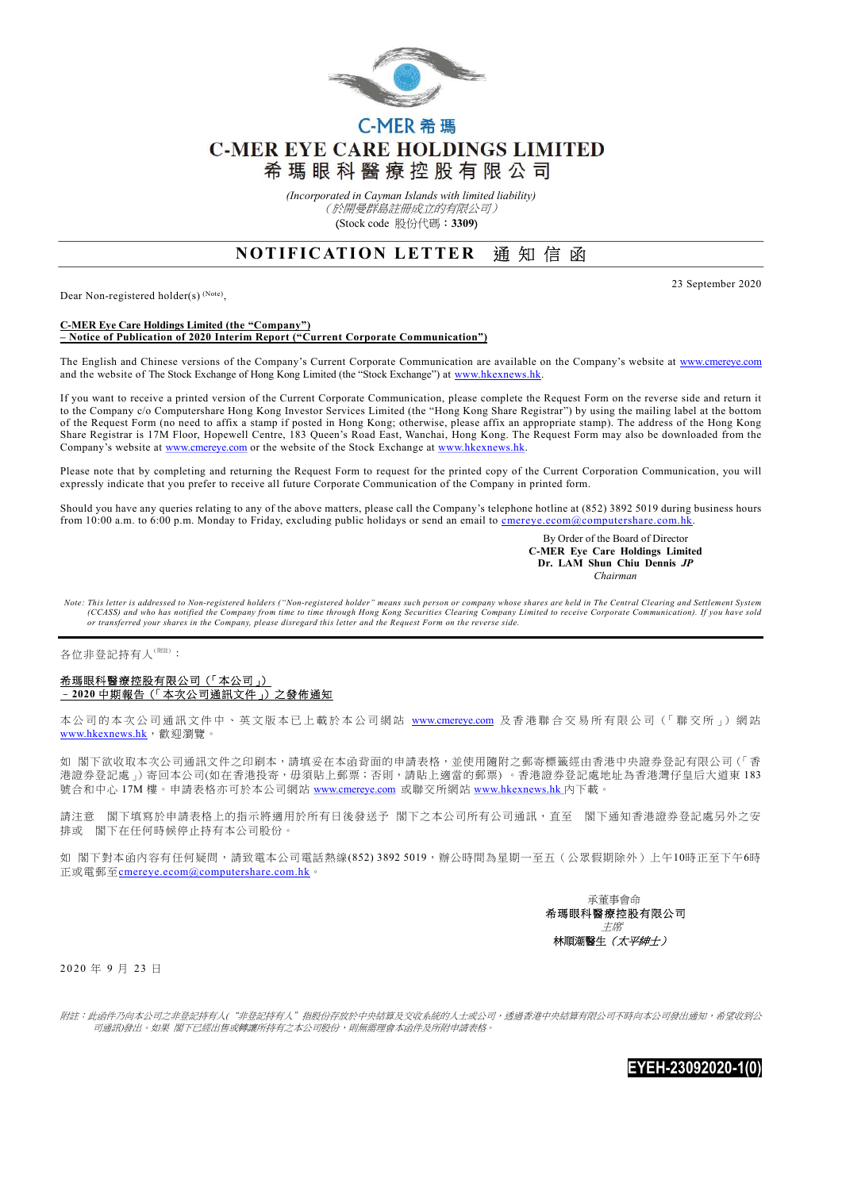C-MER 希瑪

# C-MER EYE CARE HOLDINGS LIMITED
# 希瑪眼科醫療控股有限公司

*(Incorporated in Cayman Islands with limited liability)*
*（於開曼群島註冊成立的有限公司）*
(Stock code 股份代碼：**3309**)

## NOTIFICATION LETTER 通知信函

23 September 2020

Dear Non-registered holder(s) (Note),

**C-MER Eye Care Holdings Limited (the "Company")**
**– Notice of Publication of 2020 Interim Report ("Current Corporate Communication")**

The English and Chinese versions of the Company's Current Corporate Communication are available on the Company's website at www.cmereye.com and the website of The Stock Exchange of Hong Kong Limited (the "Stock Exchange") at www.hkexnews.hk.

If you want to receive a printed version of the Current Corporate Communication, please complete the Request Form on the reverse side and return it to the Company c/o Computershare Hong Kong Investor Services Limited (the "Hong Kong Share Registrar") by using the mailing label at the bottom of the Request Form (no need to affix a stamp if posted in Hong Kong; otherwise, please affix an appropriate stamp). The address of the Hong Kong Share Registrar is 17M Floor, Hopewell Centre, 183 Queen's Road East, Wanchai, Hong Kong. The Request Form may also be downloaded from the Company's website at www.cmereye.com or the website of the Stock Exchange at www.hkexnews.hk.

Please note that by completing and returning the Request Form to request for the printed copy of the Current Corporation Communication, you will expressly indicate that you prefer to receive all future Corporate Communication of the Company in printed form.

Should you have any queries relating to any of the above matters, please call the Company's telephone hotline at (852) 3892 5019 during business hours from 10:00 a.m. to 6:00 p.m. Monday to Friday, excluding public holidays or send an email to cmereye.ecom@computershare.com.hk.

By Order of the Board of Director
**C-MER Eye Care Holdings Limited**
**Dr. LAM Shun Chiu Dennis *JP***
*Chairman*

*Note: This letter is addressed to Non-registered holders ("Non-registered holder" means such person or company whose shares are held in The Central Clearing and Settlement System (CCASS) and who has notified the Company from time to time through Hong Kong Securities Clearing Company Limited to receive Corporate Communication). If you have sold or transferred your shares in the Company, please disregard this letter and the Request Form on the reverse side.*

---

各位非登記持有人(附註)：

**希瑪眼科醫療控股有限公司（「本公司」）**
**– 2020 中期報告（「本次公司通訊文件」）之發佈通知**

本公司的本次公司通訊文件中、英文版本已上載於本公司網站 www.cmereye.com 及香港聯合交易所有限公司（「聯交所」）網站 www.hkexnews.hk，歡迎瀏覽。

如 閣下欲收取本次公司通訊文件之印刷本，請填妥在本函背面的申請表格，並使用隨附之郵寄標籤經由香港中央證券登記有限公司 (「香港證券登記處」) 寄回本公司(如在香港投寄，毋須貼上郵票；否則，請貼上適當的郵票) 。香港證券登記處地址為香港灣仔皇后大道東 183 號合和中心 17M 樓。申請表格亦可於本公司網站 www.cmereye.com 或聯交所網站 www.hkexnews.hk 內下載。

請注意 閣下填寫於申請表格上的指示將適用於所有日後發送予 閣下之本公司所有公司通訊，直至 閣下通知香港證券登記處另外之安排或 閣下在任何時候停止持有本公司股份。

如 閣下對本函內容有任何疑問，請致電本公司電話熱線(852) 3892 5019，辦公時間為星期一至五（公眾假期除外）上午10時正至下午6時正或電郵至cmereye.ecom@computershare.com.hk。

承董事會命
**希瑪眼科醫療控股有限公司**
*主席*
**林順潮醫生（*太平紳士*）**

2020 年 9 月 23 日

*附註：此函件乃向本公司之非登記持有人("非登記持有人"指股份存放於中央結算及交收系統的人士或公司，透過香港中央結算有限公司不時向本公司發出通知，希望收到公司通訊)發出。如果 閣下已經出售或轉讓所持有之本公司股份，則無需理會本函件及所附申請表格。*

**EYEH-23092020-1(0)**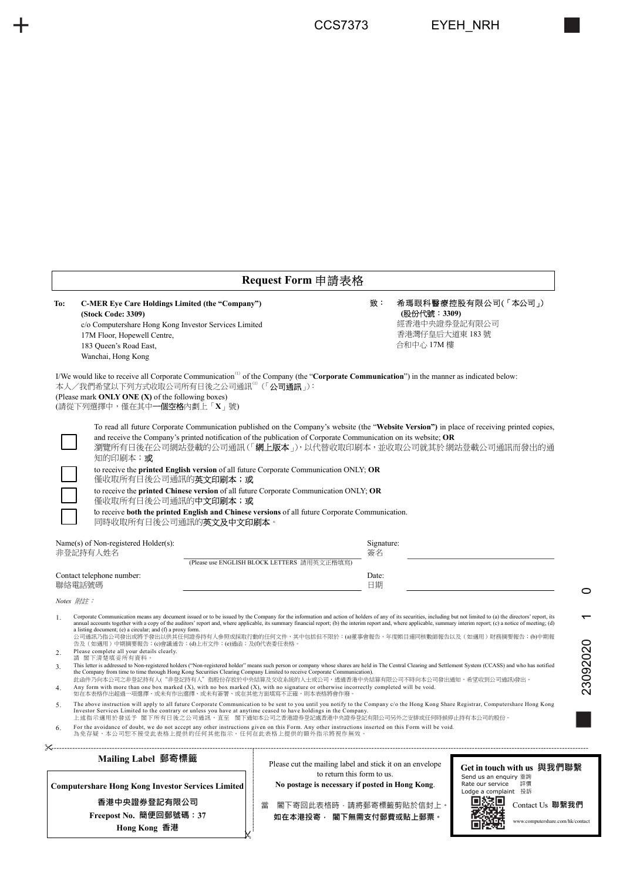# Request Form 申請表格

**To:** **C-MER Eye Care Holdings Limited (the "Company")**
**(Stock Code: 3309)**
c/o Computershare Hong Kong Investor Services Limited
17M Floor, Hopewell Centre,
183 Queen's Road East,
Wanchai, Hong Kong

**致：** 希瑪眼科醫療控股有限公司(「本公司」)
**(股份代號：3309)**
經香港中央證券登記有限公司
香港灣仔皇后大道東 183 號
合和中心 17M 樓

I/We would like to receive all Corporate Communication[1] of the Company (the "**Corporate Communication**") in the manner as indicated below:
本人／我們希望以下列方式收取公司所有日後之公司通訊[1]（「**公司通訊**」）：
(Please mark **ONLY ONE (X)** of the following boxes)
(請從下列選擇中，僅在其中**一個空格**內劃上「**X**」號)

☐ To read all future Corporate Communication published on the Company's website (the "**Website Version")** in place of receiving printed copies, and receive the Company's printed notification of the publication of Corporate Communication on its website; **OR**
瀏覽所有日後在公司網站登載的公司通訊(「**網上版本**」)，以代替收取印刷本，並收取公司就其於網站登載公司通訊而發出的通知的印刷本；**或**

☐ to receive the **printed English version** of all future Corporate Communication ONLY; **OR**
僅收取所有日後公司通訊的**英文印刷本；或**

☐ to receive the **printed Chinese version** of all future Corporate Communication ONLY; **OR**
僅收取所有日後公司通訊的**中文印刷本；或**

☐ to receive **both the printed English and Chinese versions** of all future Corporate Communication.
同時收取所有日後公司通訊的**英文及中文印刷本**。

Name(s) of Non-registered Holder(s):
非登記持有人姓名 ______________________
(Please use ENGLISH BLOCK LETTERS 請用英文正楷填寫)

Signature:
簽名 ______________________

Contact telephone number:
聯絡電話號碼 ______________________

Date:
日期 ______________________

*Notes 附註：*

1. Corporate Communication means any document issued or to be issued by the Company for the information and action of holders of any of its securities, including but not limited to (a) the directors' report, its annual accounts together with a copy of the auditors' report and, where applicable, its summary financial report; (b) the interim report and, where applicable, summary interim report; (c) a notice of meeting; (d) a listing document; (e) a circular; and (f) a proxy form.
公司通訊乃指公司發出或將予發出以供其任何證券持有人參照或採取行動的任何文件，其中包括但不限於：(a)董事會報告、年度帳目連同核數師報告以及（如適用）財務摘要報告；(b)中期報告及（如適用）中期摘要報告；(c)會議通告；(d)上市文件；(e)通函；及(f)代表委任表格。
2. Please complete all your details clearly.
請 閣下清楚填妥所有資料。
3. This letter is addressed to Non-registered holders ("Non-registered holder" means such person or company whose shares are held in The Central Clearing and Settlement System (CCASS) and who has notified the Company from time to time through Hong Kong Securities Clearing Company Limited to receive Corporate Communication).
此函件乃向本公司之非登記持有人("非登記持有人"指股份存放於中央結算及交收系統的人士或公司，透過香港中央結算有限公司不時向本公司發出通知，希望收到公司通訊)發出。
4. Any form with more than one box marked (X), with no box marked (X), with no signature or otherwise incorrectly completed will be void.
如在本表格作出超過一項選擇、或未有作出選擇、或未有簽署、或在其他方面填寫不正確，則本表格將會作廢。
5. The above instruction will apply to all future Corporate Communication to be sent to you until you notify to the Company c/o the Hong Kong Share Registrar, Computershare Hong Kong Investor Services Limited to the contrary or unless you have at anytime ceased to have holdings in the Company.
上述指示適用於發送予 閣下所有日後之公司通訊，直至 閣下通知本公司之香港證券登記處香港中央證券登記有限公司另外之安排或任何時候停止持有本公司的股份。
6. For the avoidance of doubt, we do not accept any other instructions given on this Form. Any other instructions inserted on this Form will be void.
為免存疑，本公司不接受此表格上提供的任何其他指示，任何在此表格上提供的額外指示將視作無效。

---

**Mailing Label 郵寄標籤**

**Computershare Hong Kong Investor Services Limited**
**香港中央證券登記有限公司**
**Freepost No. 簡便回郵號碼：37**
**Hong Kong 香港**

Please cut the mailing label and stick it on an envelope to return this form to us.
**No postage is necessary if posted in Hong Kong**.

當 閣下寄回此表格時，請將郵寄標籤剪貼於信封上。
**如在本港投寄， 閣下無需支付郵費或貼上郵票。**

**Get in touch with us 與我們聯繫**
Send us an enquiry 垂詢
Rate our service 評價
Lodge a complaint 投訴
Contact Us **聯繫我們**
www.computershare.com/hk/contact